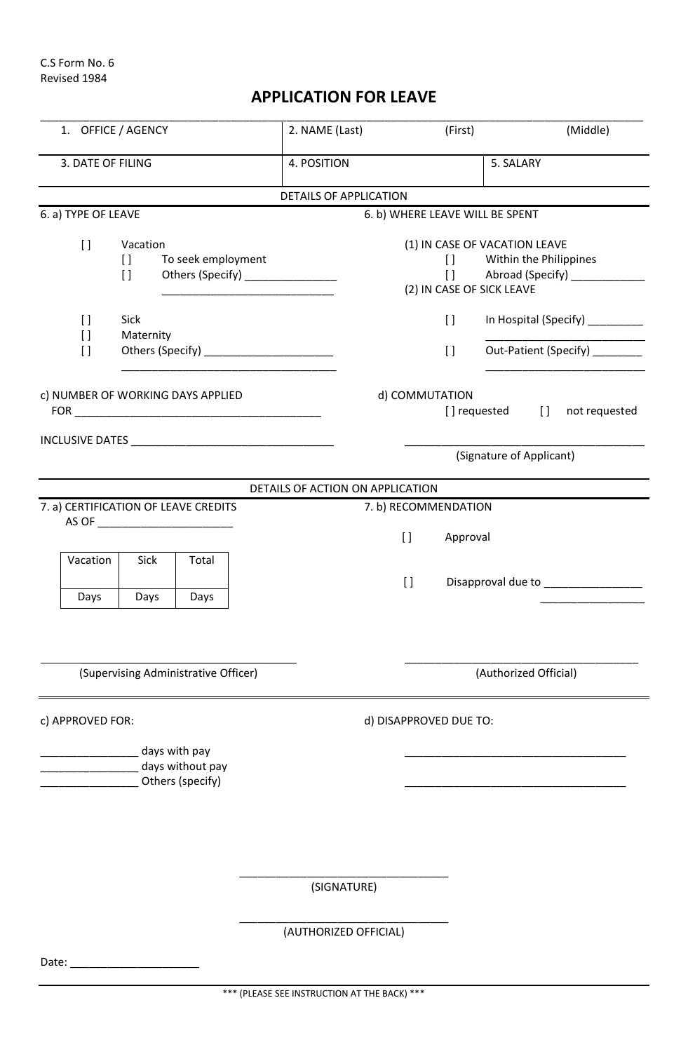C.S Form No. 6
Revised 1984

# APPLICATION FOR LEAVE

| 1. OFFICE / AGENCY | 2. NAME (Last) (First) (Middle) | |
|---|---|---|
| 3. DATE OF FILING | 4. POSITION | 5. SALARY |

## DETAILS OF APPLICATION

**6. a) TYPE OF LEAVE**

[ ] Vacation
- [ ] To seek employment
- [ ] Others (Specify) _______________ ____________________________

[ ] Sick
[ ] Maternity
[ ] Others (Specify) _____________________ ___________________________________

**6. b) WHERE LEAVE WILL BE SPENT**

(1) IN CASE OF VACATION LEAVE
- [ ] Within the Philippines
- [ ] Abroad (Specify) ____________

(2) IN CASE OF SICK LEAVE
- [ ] In Hospital (Specify) _________ __________________________
- [ ] Out-Patient (Specify) ________ __________________________

**c) NUMBER OF WORKING DAYS APPLIED FOR** ________________________________________

INCLUSIVE DATES _________________________________

**d) COMMUTATION**

[ ] requested [ ] not requested

_______________________________________
(Signature of Applicant)

## DETAILS OF ACTION ON APPLICATION

**7. a) CERTIFICATION OF LEAVE CREDITS AS OF** ______________________

| Vacation | Sick | Total |
|---|---|---|
| Days | Days | Days |

_________________________________________
(Supervising Administrative Officer)

**7. b) RECOMMENDATION**

[ ] Approval

[ ] Disapproval due to ________________ _________________

_______________________________________
(Authorized Official)

**c) APPROVED FOR:**

________________ days with pay
________________ days without pay
________________ Others (specify)

**d) DISAPPROVED DUE TO:**

_____________________________________
_____________________________________

__________________________________
(SIGNATURE)

__________________________________
(AUTHORIZED OFFICIAL)

Date: _____________________

*** (PLEASE SEE INSTRUCTION AT THE BACK) ***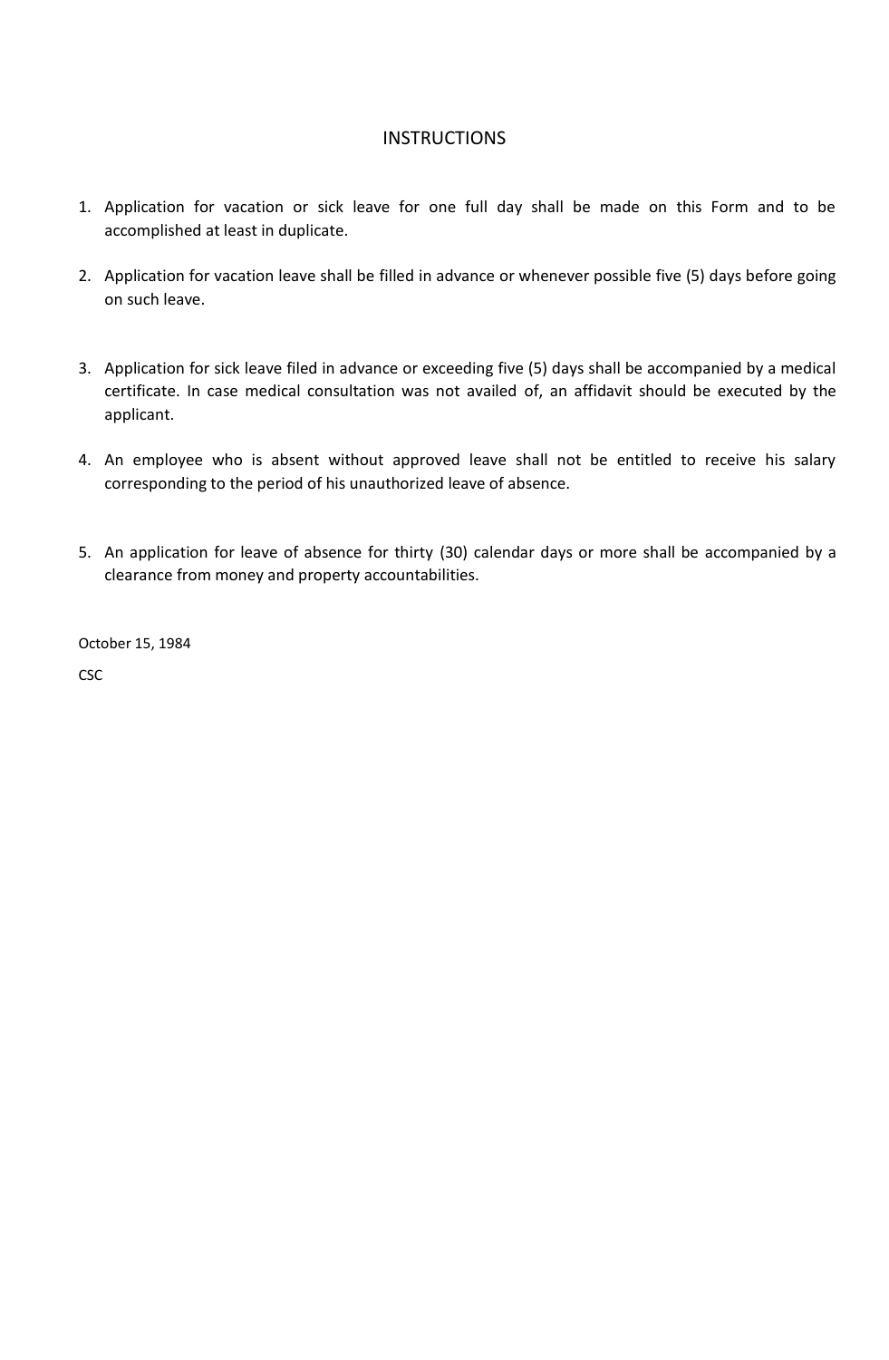# INSTRUCTIONS

1. Application for vacation or sick leave for one full day shall be made on this Form and to be accomplished at least in duplicate.
2. Application for vacation leave shall be filled in advance or whenever possible five (5) days before going on such leave.
3. Application for sick leave filed in advance or exceeding five (5) days shall be accompanied by a medical certificate. In case medical consultation was not availed of, an affidavit should be executed by the applicant.
4. An employee who is absent without approved leave shall not be entitled to receive his salary corresponding to the period of his unauthorized leave of absence.
5. An application for leave of absence for thirty (30) calendar days or more shall be accompanied by a clearance from money and property accountabilities.

October 15, 1984

CSC